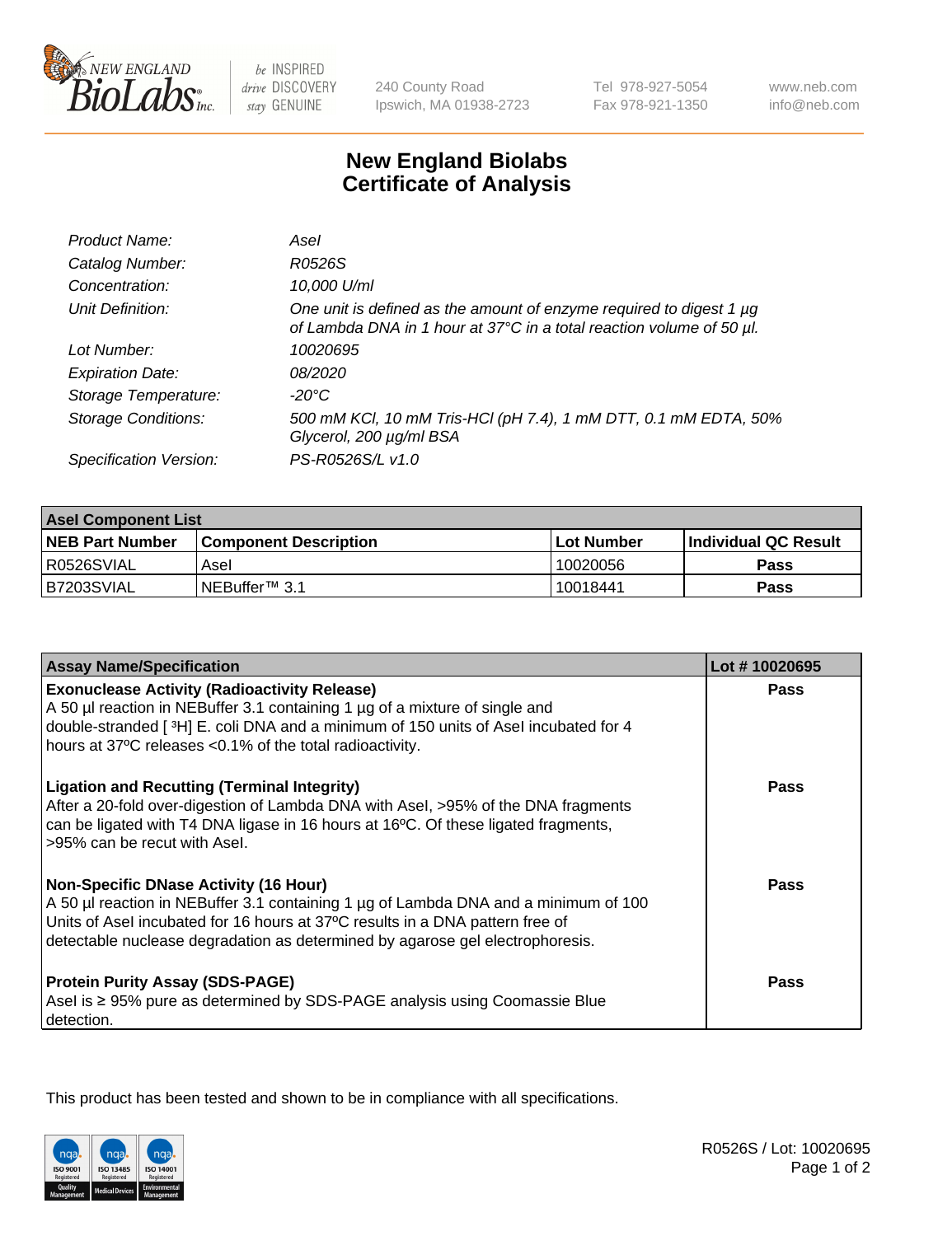# New England Biolabs Certificate of Analysis

| | |
|---|---|
| *Product Name:* | *AseI* |
| *Catalog Number:* | *R0526S* |
| *Concentration:* | *10,000 U/ml* |
| *Unit Definition:* | *One unit is defined as the amount of enzyme required to digest 1 µg of Lambda DNA in 1 hour at 37°C in a total reaction volume of 50 µl.* |
| *Lot Number:* | *10020695* |
| *Expiration Date:* | *08/2020* |
| *Storage Temperature:* | *-20°C* |
| *Storage Conditions:* | *500 mM KCl, 10 mM Tris-HCl (pH 7.4), 1 mM DTT, 0.1 mM EDTA, 50% Glycerol, 200 µg/ml BSA* |
| *Specification Version:* | *PS-R0526S/L v1.0* |

| AseI Component List | | | |
|---|---|---|---|
| **NEB Part Number** | **Component Description** | **Lot Number** | **Individual QC Result** |
| R0526SVIAL | AseI | 10020056 | **Pass** |
| B7203SVIAL | NEBuffer™ 3.1 | 10018441 | **Pass** |

| Assay Name/Specification | Lot # 10020695 |
|---|---|
| **Exonuclease Activity (Radioactivity Release)**<br>A 50 µl reaction in NEBuffer 3.1 containing 1 µg of a mixture of single and double-stranded [ $^3$H] E. coli DNA and a minimum of 150 units of AseI incubated for 4 hours at 37ºC releases <0.1% of the total radioactivity. | **Pass** |
| **Ligation and Recutting (Terminal Integrity)**<br>After a 20-fold over-digestion of Lambda DNA with AseI, >95% of the DNA fragments can be ligated with T4 DNA ligase in 16 hours at 16ºC. Of these ligated fragments, >95% can be recut with AseI. | **Pass** |
| **Non-Specific DNase Activity (16 Hour)**<br>A 50 µl reaction in NEBuffer 3.1 containing 1 µg of Lambda DNA and a minimum of 100 Units of AseI incubated for 16 hours at 37ºC results in a DNA pattern free of detectable nuclease degradation as determined by agarose gel electrophoresis. | **Pass** |
| **Protein Purity Assay (SDS-PAGE)**<br>AseI is ≥ 95% pure as determined by SDS-PAGE analysis using Coomassie Blue detection. | **Pass** |

This product has been tested and shown to be in compliance with all specifications.

R0526S / Lot: 10020695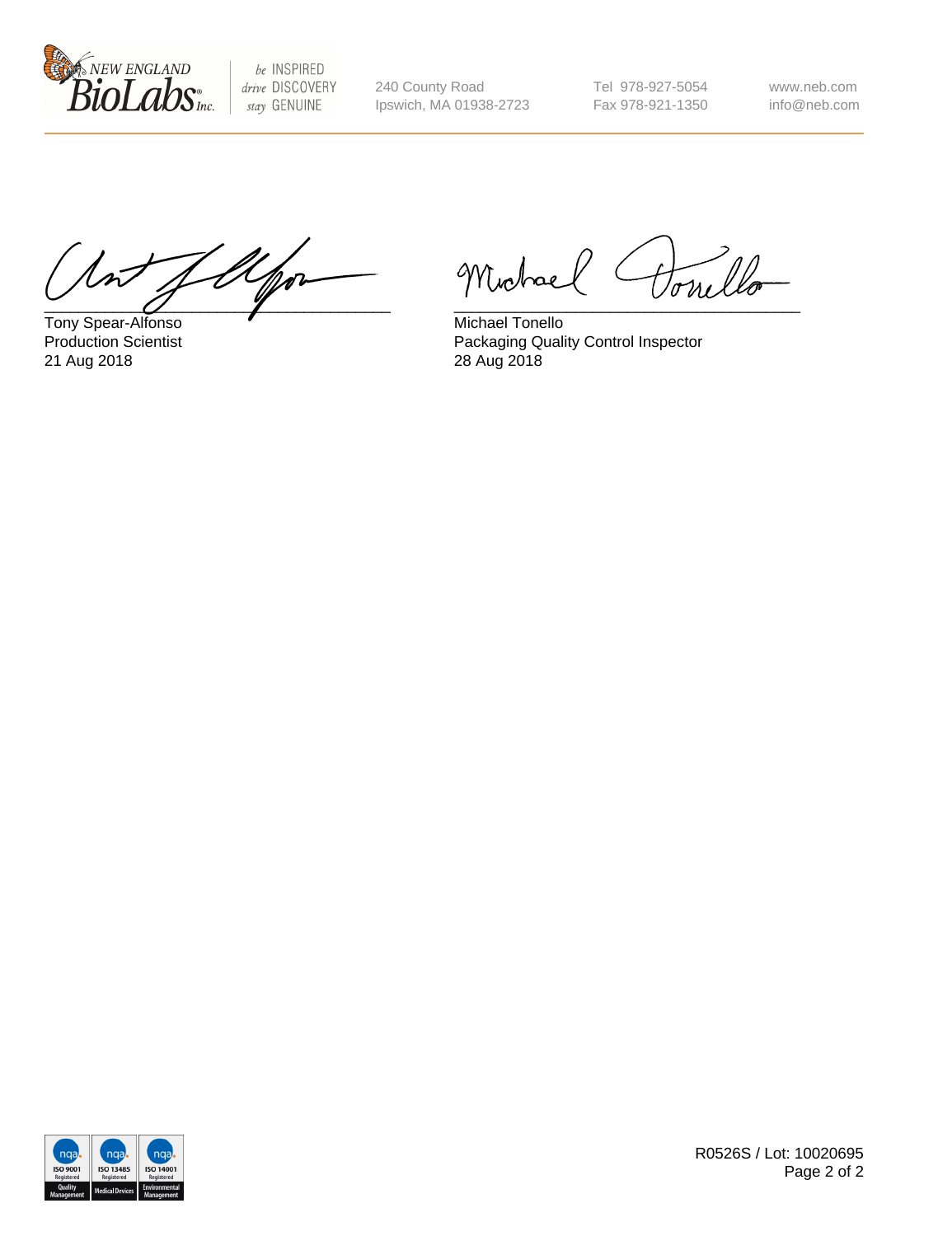NEW ENGLAND BioLabs Inc.

be INSPIRED
drive DISCOVERY
stay GENUINE

240 County Road
Ipswich, MA 01938-2723

Tel 978-927-5054
Fax 978-921-1350

www.neb.com
info@neb.com

Tony Spear-Alfonso
Production Scientist
21 Aug 2018

Michael Tonello
Packaging Quality Control Inspector
28 Aug 2018

R0526S / Lot: 10020695